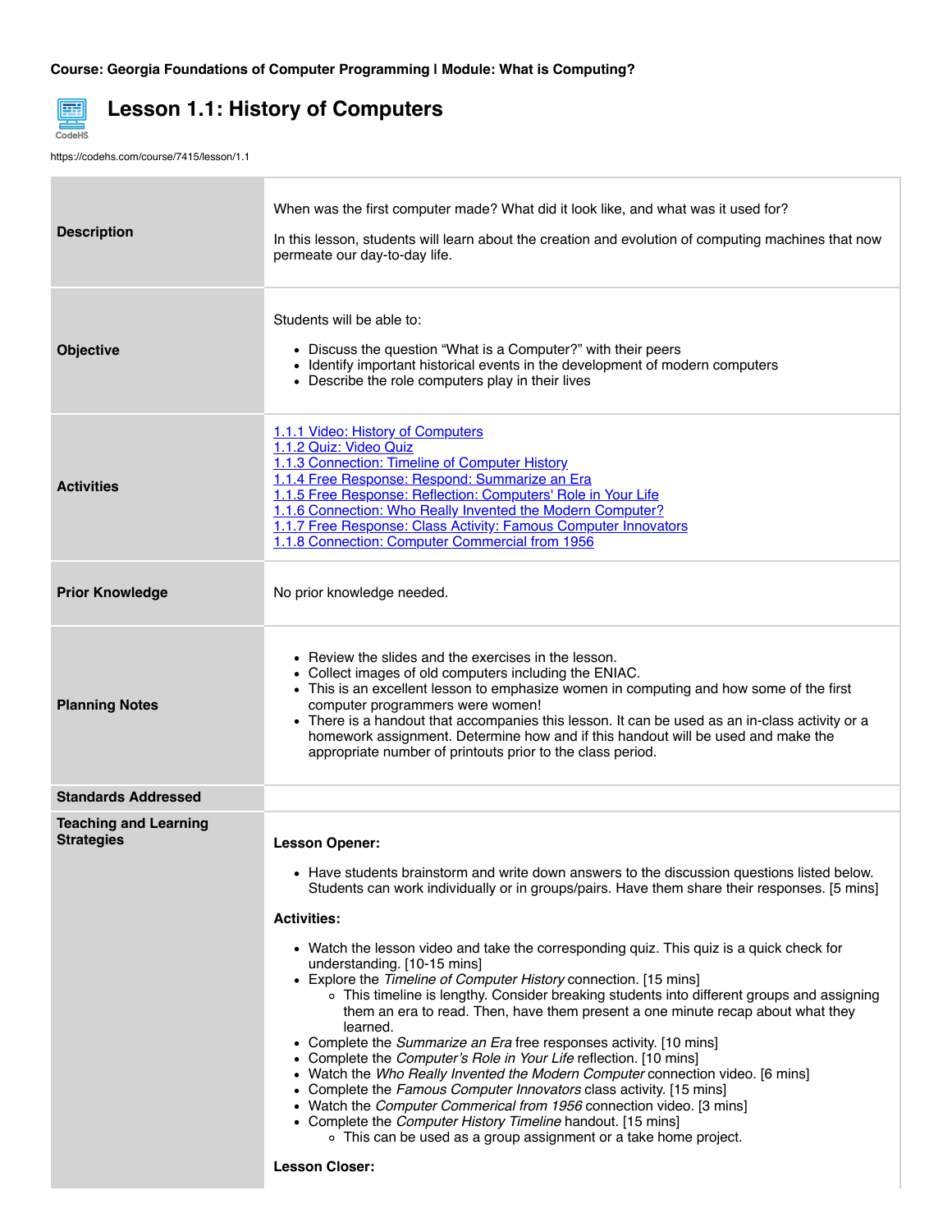**Course: Georgia Foundations of Computer Programming | Module: What is Computing?**

# Lesson 1.1: History of Computers

https://codehs.com/course/7415/lesson/1.1

| | |
|---|---|
| **Description** | When was the first computer made? What did it look like, and what was it used for?<br><br>In this lesson, students will learn about the creation and evolution of computing machines that now permeate our day-to-day life. |
| **Objective** | Students will be able to:<br>• Discuss the question "What is a Computer?" with their peers<br>• Identify important historical events in the development of modern computers<br>• Describe the role computers play in their lives |
| **Activities** | 1.1.1 Video: History of Computers<br>1.1.2 Quiz: Video Quiz<br>1.1.3 Connection: Timeline of Computer History<br>1.1.4 Free Response: Respond: Summarize an Era<br>1.1.5 Free Response: Reflection: Computers' Role in Your Life<br>1.1.6 Connection: Who Really Invented the Modern Computer?<br>1.1.7 Free Response: Class Activity: Famous Computer Innovators<br>1.1.8 Connection: Computer Commercial from 1956 |
| **Prior Knowledge** | No prior knowledge needed. |
| **Planning Notes** | • Review the slides and the exercises in the lesson.<br>• Collect images of old computers including the ENIAC.<br>• This is an excellent lesson to emphasize women in computing and how some of the first computer programmers were women!<br>• There is a handout that accompanies this lesson. It can be used as an in-class activity or a homework assignment. Determine how and if this handout will be used and make the appropriate number of printouts prior to the class period. |
| **Standards Addressed** | |
| **Teaching and Learning Strategies** | **Lesson Opener:**<br>• Have students brainstorm and write down answers to the discussion questions listed below. Students can work individually or in groups/pairs. Have them share their responses. [5 mins]<br><br>**Activities:**<br>• Watch the lesson video and take the corresponding quiz. This quiz is a quick check for understanding. [10-15 mins]<br>• Explore the *Timeline of Computer History* connection. [15 mins]<br>    ◦ This timeline is lengthy. Consider breaking students into different groups and assigning them an era to read. Then, have them present a one minute recap about what they learned.<br>• Complete the *Summarize an Era* free responses activity. [10 mins]<br>• Complete the *Computer's Role in Your Life* reflection. [10 mins]<br>• Watch the *Who Really Invented the Modern Computer* connection video. [6 mins]<br>• Complete the *Famous Computer Innovators* class activity. [15 mins]<br>• Watch the *Computer Commerical from 1956* connection video. [3 mins]<br>• Complete the *Computer History Timeline* handout. [15 mins]<br>    ◦ This can be used as a group assignment or a take home project.<br><br>**Lesson Closer:** |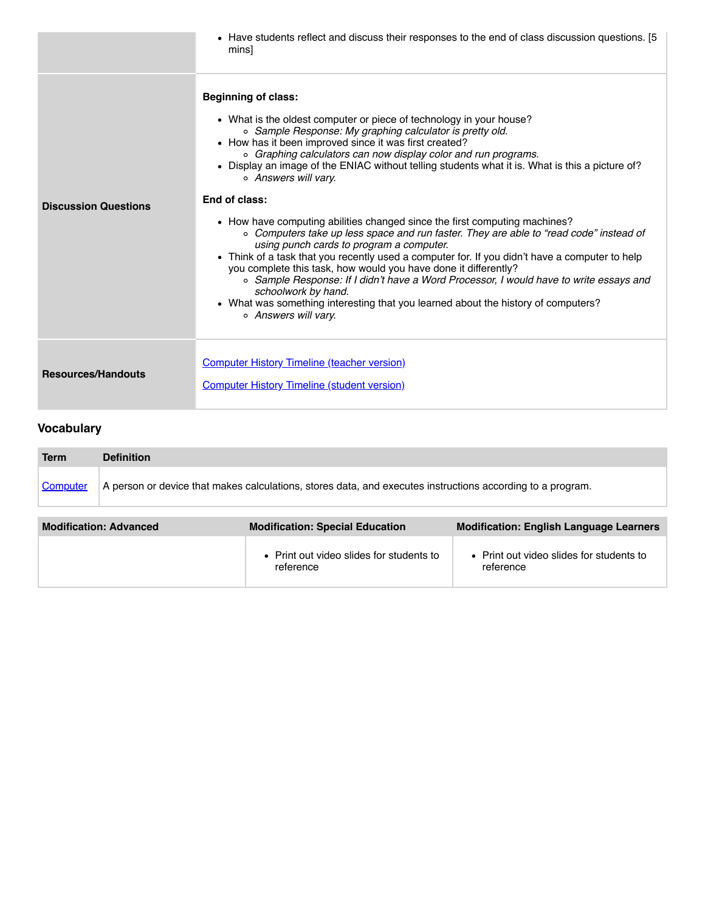| | |
|---|---|
| | • Have students reflect and discuss their responses to the end of class discussion questions. [5 mins] |
| **Discussion Questions** | **Beginning of class:**<br>• What is the oldest computer or piece of technology in your house?<br>&nbsp;&nbsp;&nbsp;&nbsp;◦ *Sample Response: My graphing calculator is pretty old.*<br>• How has it been improved since it was first created?<br>&nbsp;&nbsp;&nbsp;&nbsp;◦ *Graphing calculators can now display color and run programs.*<br>• Display an image of the ENIAC without telling students what it is. What is this a picture of?<br>&nbsp;&nbsp;&nbsp;&nbsp;◦ *Answers will vary.*<br><br>**End of class:**<br>• How have computing abilities changed since the first computing machines?<br>&nbsp;&nbsp;&nbsp;&nbsp;◦ *Computers take up less space and run faster. They are able to "read code" instead of using punch cards to program a computer.*<br>• Think of a task that you recently used a computer for. If you didn't have a computer to help you complete this task, how would you have done it differently?<br>&nbsp;&nbsp;&nbsp;&nbsp;◦ *Sample Response: If I didn't have a Word Processor, I would have to write essays and schoolwork by hand.*<br>• What was something interesting that you learned about the history of computers?<br>&nbsp;&nbsp;&nbsp;&nbsp;◦ *Answers will vary.* |
| **Resources/Handouts** | Computer History Timeline (teacher version)<br><br>Computer History Timeline (student version) |

### Vocabulary

| Term | Definition |
|---|---|
| Computer | A person or device that makes calculations, stores data, and executes instructions according to a program. |

| Modification: Advanced | Modification: Special Education | Modification: English Language Learners |
|---|---|---|
| | • Print out video slides for students to reference | • Print out video slides for students to reference |